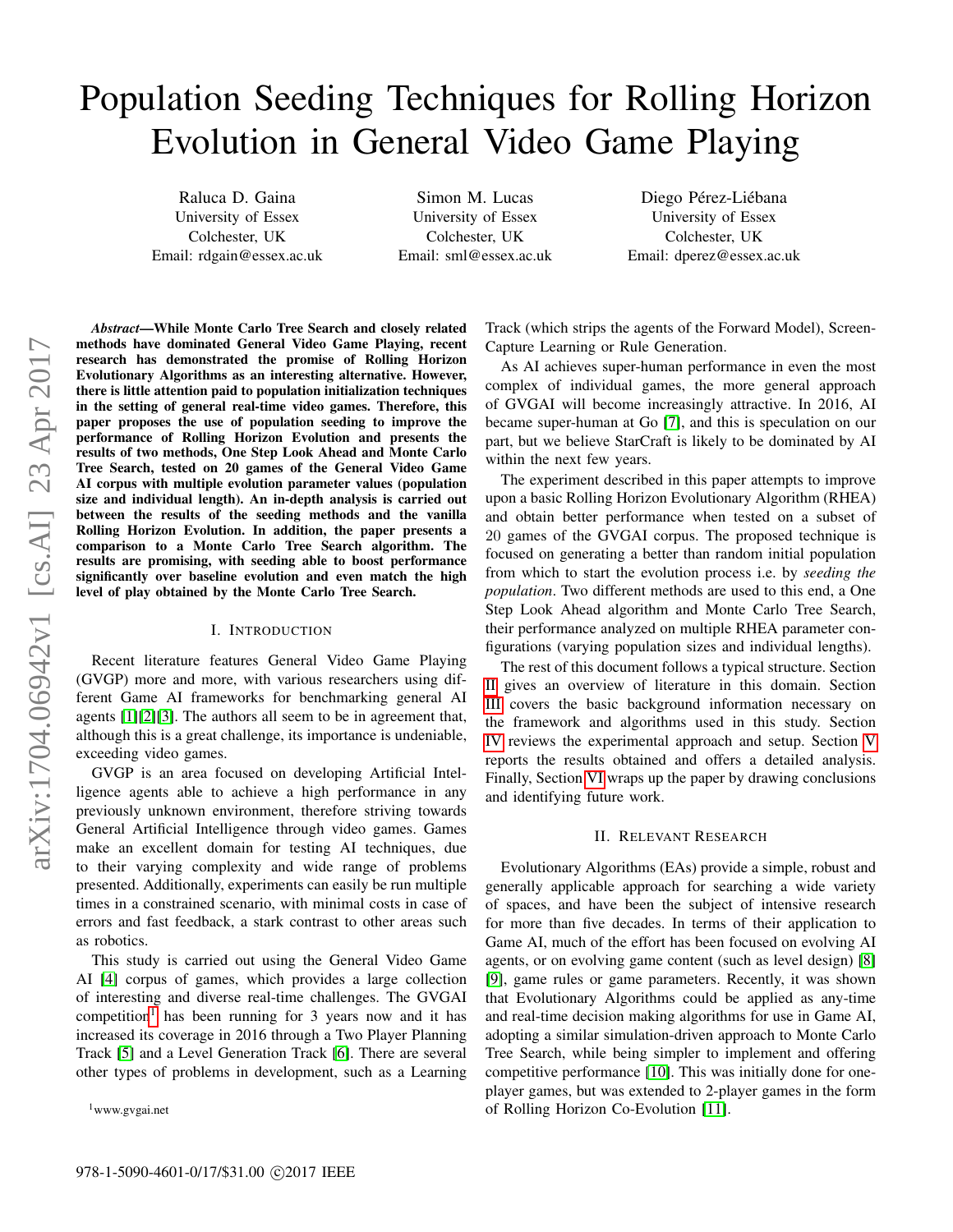# Population Seeding Techniques for Rolling Horizon Evolution in General Video Game Playing

Raluca D. Gaina
University of Essex
Colchester, UK
Email: rdgain@essex.ac.uk

Simon M. Lucas
University of Essex
Colchester, UK
Email: sml@essex.ac.uk

Diego Pérez-Liébana
University of Essex
Colchester, UK
Email: dperez@essex.ac.uk

***Abstract*—While Monte Carlo Tree Search and closely related methods have dominated General Video Game Playing, recent research has demonstrated the promise of Rolling Horizon Evolutionary Algorithms as an interesting alternative. However, there is little attention paid to population initialization techniques in the setting of general real-time video games. Therefore, this paper proposes the use of population seeding to improve the performance of Rolling Horizon Evolution and presents the results of two methods, One Step Look Ahead and Monte Carlo Tree Search, tested on 20 games of the General Video Game AI corpus with multiple evolution parameter values (population size and individual length). An in-depth analysis is carried out between the results of the seeding methods and the vanilla Rolling Horizon Evolution. In addition, the paper presents a comparison to a Monte Carlo Tree Search algorithm. The results are promising, with seeding able to boost performance significantly over baseline evolution and even match the high level of play obtained by the Monte Carlo Tree Search.**

## I. Introduction

Recent literature features General Video Game Playing (GVGP) more and more, with various researchers using different Game AI frameworks for benchmarking general AI agents [1][2][3]. The authors all seem to be in agreement that, although this is a great challenge, its importance is undeniable, exceeding video games.

GVGP is an area focused on developing Artificial Intelligence agents able to achieve a high performance in any previously unknown environment, therefore striving towards General Artificial Intelligence through video games. Games make an excellent domain for testing AI techniques, due to their varying complexity and wide range of problems presented. Additionally, experiments can easily be run multiple times in a constrained scenario, with minimal costs in case of errors and fast feedback, a stark contrast to other areas such as robotics.

This study is carried out using the General Video Game AI [4] corpus of games, which provides a large collection of interesting and diverse real-time challenges. The GVGAI competition[1] has been running for 3 years now and it has increased its coverage in 2016 through a Two Player Planning Track [5] and a Level Generation Track [6]. There are several other types of problems in development, such as a Learning Track (which strips the agents of the Forward Model), Screen-Capture Learning or Rule Generation.

As AI achieves super-human performance in even the most complex of individual games, the more general approach of GVGAI will become increasingly attractive. In 2016, AI became super-human at Go [7], and this is speculation on our part, but we believe StarCraft is likely to be dominated by AI within the next few years.

The experiment described in this paper attempts to improve upon a basic Rolling Horizon Evolutionary Algorithm (RHEA) and obtain better performance when tested on a subset of 20 games of the GVGAI corpus. The proposed technique is focused on generating a better than random initial population from which to start the evolution process i.e. by *seeding the population*. Two different methods are used to this end, a One Step Look Ahead algorithm and Monte Carlo Tree Search, their performance analyzed on multiple RHEA parameter configurations (varying population sizes and individual lengths).

The rest of this document follows a typical structure. Section II gives an overview of literature in this domain. Section III covers the basic background information necessary on the framework and algorithms used in this study. Section IV reviews the experimental approach and setup. Section V reports the results obtained and offers a detailed analysis. Finally, Section VI wraps up the paper by drawing conclusions and identifying future work.

## II. Relevant Research

Evolutionary Algorithms (EAs) provide a simple, robust and generally applicable approach for searching a wide variety of spaces, and have been the subject of intensive research for more than five decades. In terms of their application to Game AI, much of the effort has been focused on evolving AI agents, or on evolving game content (such as level design) [8] [9], game rules or game parameters. Recently, it was shown that Evolutionary Algorithms could be applied as any-time and real-time decision making algorithms for use in Game AI, adopting a similar simulation-driven approach to Monte Carlo Tree Search, while being simpler to implement and offering competitive performance [10]. This was initially done for one-player games, but was extended to 2-player games in the form of Rolling Horizon Co-Evolution [11].

[1] www.gvgai.net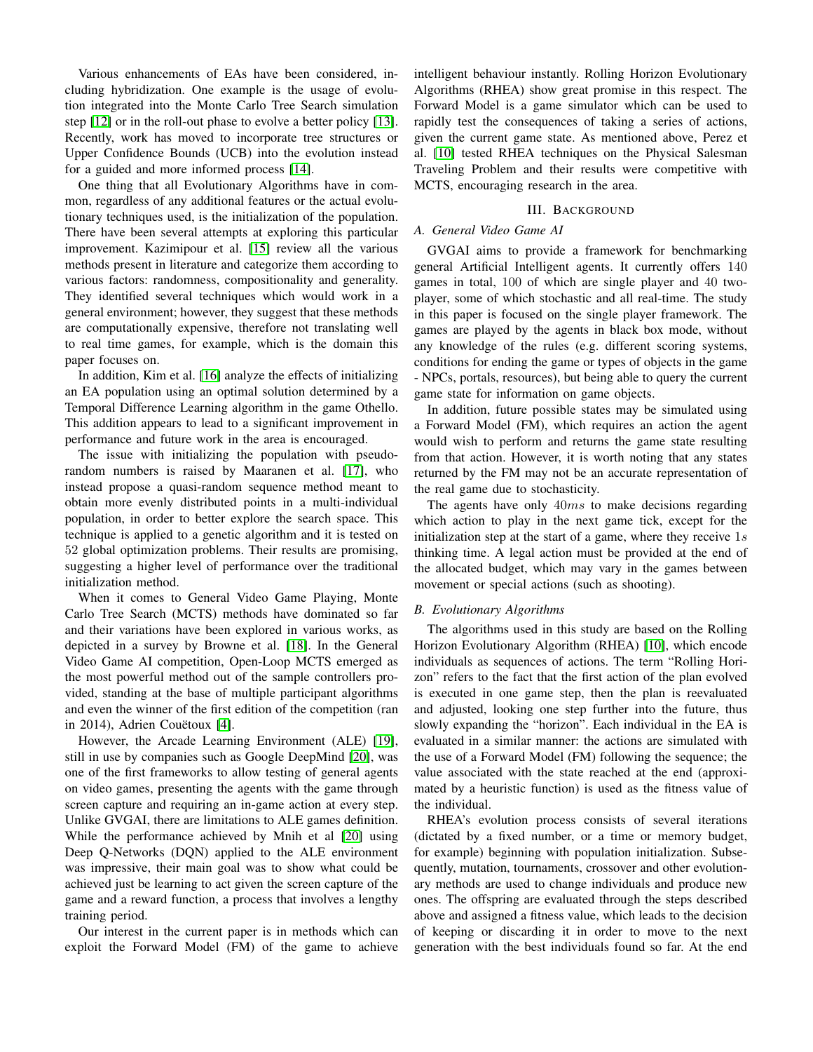Various enhancements of EAs have been considered, including hybridization. One example is the usage of evolution integrated into the Monte Carlo Tree Search simulation step [12] or in the roll-out phase to evolve a better policy [13]. Recently, work has moved to incorporate tree structures or Upper Confidence Bounds (UCB) into the evolution instead for a guided and more informed process [14].

One thing that all Evolutionary Algorithms have in common, regardless of any additional features or the actual evolutionary techniques used, is the initialization of the population. There have been several attempts at exploring this particular improvement. Kazimipour et al. [15] review all the various methods present in literature and categorize them according to various factors: randomness, compositionality and generality. They identified several techniques which would work in a general environment; however, they suggest that these methods are computationally expensive, therefore not translating well to real time games, for example, which is the domain this paper focuses on.

In addition, Kim et al. [16] analyze the effects of initializing an EA population using an optimal solution determined by a Temporal Difference Learning algorithm in the game Othello. This addition appears to lead to a significant improvement in performance and future work in the area is encouraged.

The issue with initializing the population with pseudo-random numbers is raised by Maaranen et al. [17], who instead propose a quasi-random sequence method meant to obtain more evenly distributed points in a multi-individual population, in order to better explore the search space. This technique is applied to a genetic algorithm and it is tested on 52 global optimization problems. Their results are promising, suggesting a higher level of performance over the traditional initialization method.

When it comes to General Video Game Playing, Monte Carlo Tree Search (MCTS) methods have dominated so far and their variations have been explored in various works, as depicted in a survey by Browne et al. [18]. In the General Video Game AI competition, Open-Loop MCTS emerged as the most powerful method out of the sample controllers provided, standing at the base of multiple participant algorithms and even the winner of the first edition of the competition (ran in 2014), Adrien Couëtoux [4].

However, the Arcade Learning Environment (ALE) [19], still in use by companies such as Google DeepMind [20], was one of the first frameworks to allow testing of general agents on video games, presenting the agents with the game through screen capture and requiring an in-game action at every step. Unlike GVGAI, there are limitations to ALE games definition. While the performance achieved by Mnih et al [20] using Deep Q-Networks (DQN) applied to the ALE environment was impressive, their main goal was to show what could be achieved just be learning to act given the screen capture of the game and a reward function, a process that involves a lengthy training period.

Our interest in the current paper is in methods which can exploit the Forward Model (FM) of the game to achieve intelligent behaviour instantly. Rolling Horizon Evolutionary Algorithms (RHEA) show great promise in this respect. The Forward Model is a game simulator which can be used to rapidly test the consequences of taking a series of actions, given the current game state. As mentioned above, Perez et al. [10] tested RHEA techniques on the Physical Salesman Traveling Problem and their results were competitive with MCTS, encouraging research in the area.

## III. Background

### A. General Video Game AI

GVGAI aims to provide a framework for benchmarking general Artificial Intelligent agents. It currently offers 140 games in total, 100 of which are single player and 40 two-player, some of which stochastic and all real-time. The study in this paper is focused on the single player framework. The games are played by the agents in black box mode, without any knowledge of the rules (e.g. different scoring systems, conditions for ending the game or types of objects in the game - NPCs, portals, resources), but being able to query the current game state for information on game objects.

In addition, future possible states may be simulated using a Forward Model (FM), which requires an action the agent would wish to perform and returns the game state resulting from that action. However, it is worth noting that any states returned by the FM may not be an accurate representation of the real game due to stochasticity.

The agents have only $40ms$ to make decisions regarding which action to play in the next game tick, except for the initialization step at the start of a game, where they receive $1s$ thinking time. A legal action must be provided at the end of the allocated budget, which may vary in the games between movement or special actions (such as shooting).

### B. Evolutionary Algorithms

The algorithms used in this study are based on the Rolling Horizon Evolutionary Algorithm (RHEA) [10], which encode individuals as sequences of actions. The term "Rolling Horizon" refers to the fact that the first action of the plan evolved is executed in one game step, then the plan is reevaluated and adjusted, looking one step further into the future, thus slowly expanding the "horizon". Each individual in the EA is evaluated in a similar manner: the actions are simulated with the use of a Forward Model (FM) following the sequence; the value associated with the state reached at the end (approximated by a heuristic function) is used as the fitness value of the individual.

RHEA's evolution process consists of several iterations (dictated by a fixed number, or a time or memory budget, for example) beginning with population initialization. Subsequently, mutation, tournaments, crossover and other evolutionary methods are used to change individuals and produce new ones. The offspring are evaluated through the steps described above and assigned a fitness value, which leads to the decision of keeping or discarding it in order to move to the next generation with the best individuals found so far. At the end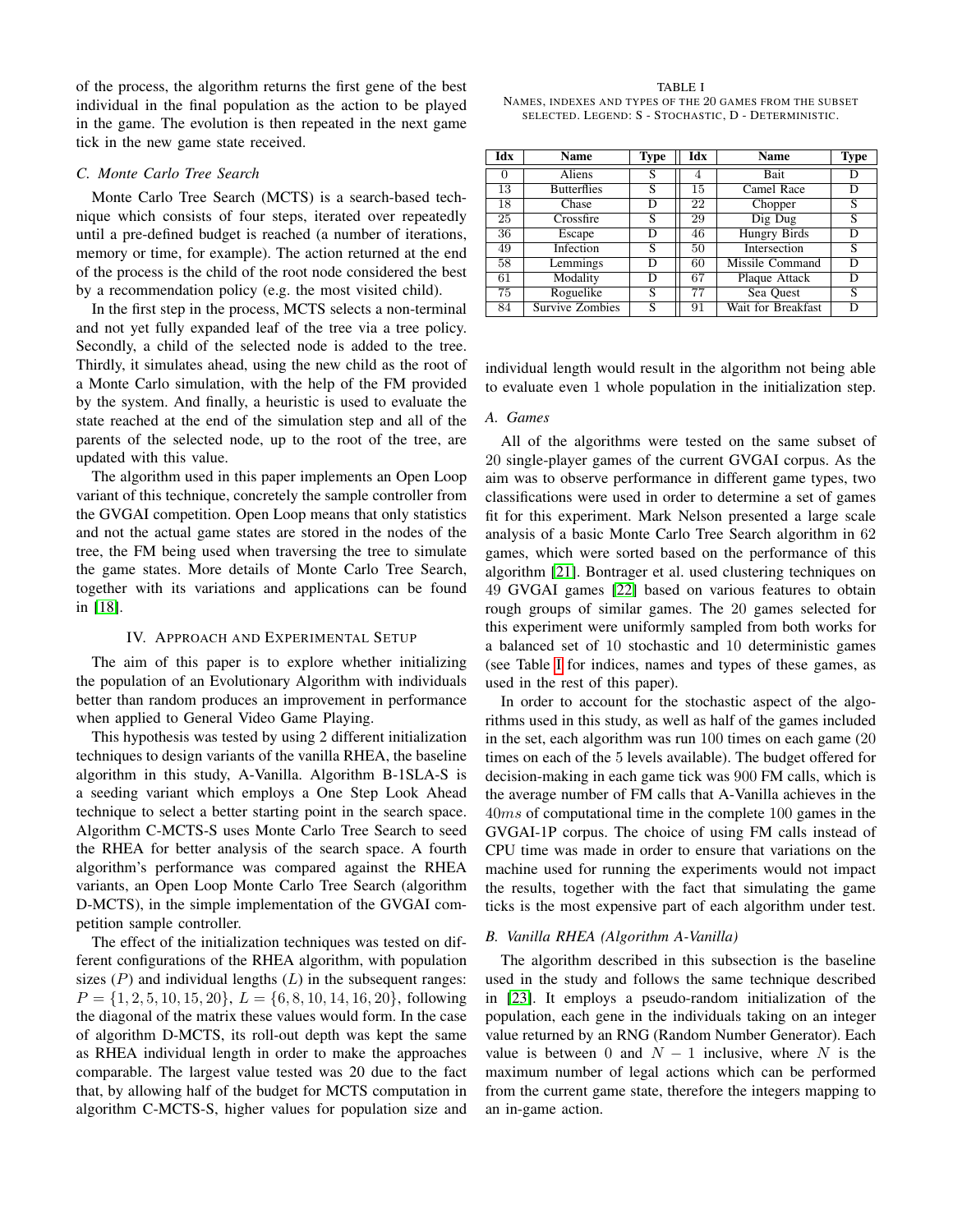of the process, the algorithm returns the first gene of the best individual in the final population as the action to be played in the game. The evolution is then repeated in the next game tick in the new game state received.

### C. Monte Carlo Tree Search

Monte Carlo Tree Search (MCTS) is a search-based technique which consists of four steps, iterated over repeatedly until a pre-defined budget is reached (a number of iterations, memory or time, for example). The action returned at the end of the process is the child of the root node considered the best by a recommendation policy (e.g. the most visited child).

In the first step in the process, MCTS selects a non-terminal and not yet fully expanded leaf of the tree via a tree policy. Secondly, a child of the selected node is added to the tree. Thirdly, it simulates ahead, using the new child as the root of a Monte Carlo simulation, with the help of the FM provided by the system. And finally, a heuristic is used to evaluate the state reached at the end of the simulation step and all of the parents of the selected node, up to the root of the tree, are updated with this value.

The algorithm used in this paper implements an Open Loop variant of this technique, concretely the sample controller from the GVGAI competition. Open Loop means that only statistics and not the actual game states are stored in the nodes of the tree, the FM being used when traversing the tree to simulate the game states. More details of Monte Carlo Tree Search, together with its variations and applications can be found in [18].

## IV. Approach and Experimental Setup

The aim of this paper is to explore whether initializing the population of an Evolutionary Algorithm with individuals better than random produces an improvement in performance when applied to General Video Game Playing.

This hypothesis was tested by using 2 different initialization techniques to design variants of the vanilla RHEA, the baseline algorithm in this study, A-Vanilla. Algorithm B-1SLA-S is a seeding variant which employs a One Step Look Ahead technique to select a better starting point in the search space. Algorithm C-MCTS-S uses Monte Carlo Tree Search to seed the RHEA for better analysis of the search space. A fourth algorithm's performance was compared against the RHEA variants, an Open Loop Monte Carlo Tree Search (algorithm D-MCTS), in the simple implementation of the GVGAI competition sample controller.

The effect of the initialization techniques was tested on different configurations of the RHEA algorithm, with population sizes ($P$) and individual lengths ($L$) in the subsequent ranges: $P = \{1, 2, 5, 10, 15, 20\}$, $L = \{6, 8, 10, 14, 16, 20\}$, following the diagonal of the matrix these values would form. In the case of algorithm D-MCTS, its roll-out depth was kept the same as RHEA individual length in order to make the approaches comparable. The largest value tested was 20 due to the fact that, by allowing half of the budget for MCTS computation in algorithm C-MCTS-S, higher values for population size and individual length would result in the algorithm not being able to evaluate even 1 whole population in the initialization step.

TABLE I
Names, indexes and types of the 20 games from the subset selected. Legend: S - Stochastic, D - Deterministic.

| Idx | Name | Type | Idx | Name | Type |
|---|---|---|---|---|---|
| 0 | Aliens | S | 4 | Bait | D |
| 13 | Butterflies | S | 15 | Camel Race | D |
| 18 | Chase | D | 22 | Chopper | S |
| 25 | Crossfire | S | 29 | Dig Dug | S |
| 36 | Escape | D | 46 | Hungry Birds | D |
| 49 | Infection | S | 50 | Intersection | S |
| 58 | Lemmings | D | 60 | Missile Command | D |
| 61 | Modality | D | 67 | Plaque Attack | D |
| 75 | Roguelike | S | 77 | Sea Quest | S |
| 84 | Survive Zombies | S | 91 | Wait for Breakfast | D |

### A. Games

All of the algorithms were tested on the same subset of 20 single-player games of the current GVGAI corpus. As the aim was to observe performance in different game types, two classifications were used in order to determine a set of games fit for this experiment. Mark Nelson presented a large scale analysis of a basic Monte Carlo Tree Search algorithm in 62 games, which were sorted based on the performance of this algorithm [21]. Bontrager et al. used clustering techniques on 49 GVGAI games [22] based on various features to obtain rough groups of similar games. The 20 games selected for this experiment were uniformly sampled from both works for a balanced set of 10 stochastic and 10 deterministic games (see Table I for indices, names and types of these games, as used in the rest of this paper).

In order to account for the stochastic aspect of the algorithms used in this study, as well as half of the games included in the set, each algorithm was run 100 times on each game (20 times on each of the 5 levels available). The budget offered for decision-making in each game tick was 900 FM calls, which is the average number of FM calls that A-Vanilla achieves in the $40ms$ of computational time in the complete 100 games in the GVGAI-1P corpus. The choice of using FM calls instead of CPU time was made in order to ensure that variations on the machine used for running the experiments would not impact the results, together with the fact that simulating the game ticks is the most expensive part of each algorithm under test.

### B. Vanilla RHEA (Algorithm A-Vanilla)

The algorithm described in this subsection is the baseline used in the study and follows the same technique described in [23]. It employs a pseudo-random initialization of the population, each gene in the individuals taking on an integer value returned by an RNG (Random Number Generator). Each value is between 0 and $N - 1$ inclusive, where $N$ is the maximum number of legal actions which can be performed from the current game state, therefore the integers mapping to an in-game action.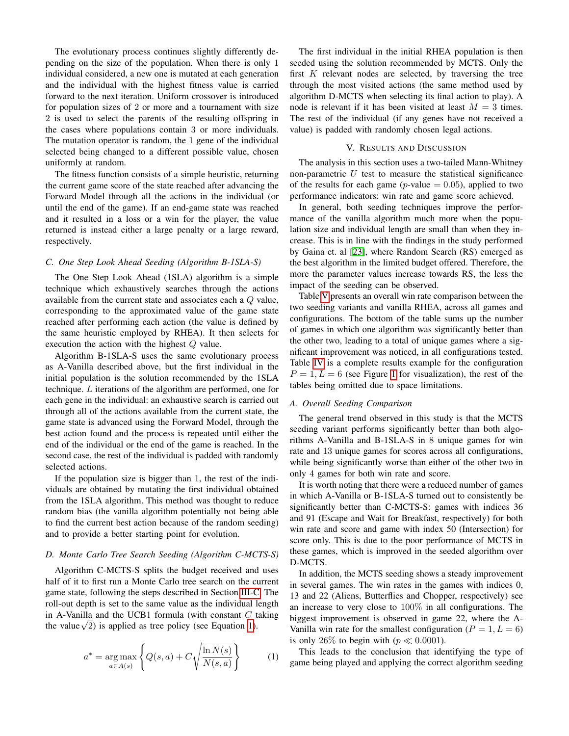The evolutionary process continues slightly differently depending on the size of the population. When there is only 1 individual considered, a new one is mutated at each generation and the individual with the highest fitness value is carried forward to the next iteration. Uniform crossover is introduced for population sizes of 2 or more and a tournament with size 2 is used to select the parents of the resulting offspring in the cases where populations contain 3 or more individuals. The mutation operator is random, the 1 gene of the individual selected being changed to a different possible value, chosen uniformly at random.

The fitness function consists of a simple heuristic, returning the current game score of the state reached after advancing the Forward Model through all the actions in the individual (or until the end of the game). If an end-game state was reached and it resulted in a loss or a win for the player, the value returned is instead either a large penalty or a large reward, respectively.

### C. One Step Look Ahead Seeding (Algorithm B-1SLA-S)

The One Step Look Ahead (1SLA) algorithm is a simple technique which exhaustively searches through the actions available from the current state and associates each a $Q$ value, corresponding to the approximated value of the game state reached after performing each action (the value is defined by the same heuristic employed by RHEA). It then selects for execution the action with the highest $Q$ value.

Algorithm B-1SLA-S uses the same evolutionary process as A-Vanilla described above, but the first individual in the initial population is the solution recommended by the 1SLA technique. $L$ iterations of the algorithm are performed, one for each gene in the individual: an exhaustive search is carried out through all of the actions available from the current state, the game state is advanced using the Forward Model, through the best action found and the process is repeated until either the end of the individual or the end of the game is reached. In the second case, the rest of the individual is padded with randomly selected actions.

If the population size is bigger than 1, the rest of the individuals are obtained by mutating the first individual obtained from the 1SLA algorithm. This method was thought to reduce random bias (the vanilla algorithm potentially not being able to find the current best action because of the random seeding) and to provide a better starting point for evolution.

### D. Monte Carlo Tree Search Seeding (Algorithm C-MCTS-S)

Algorithm C-MCTS-S splits the budget received and uses half of it to first run a Monte Carlo tree search on the current game state, following the steps described in Section III-C. The roll-out depth is set to the same value as the individual length in A-Vanilla and the UCB1 formula (with constant $C$ taking the value $\sqrt{2}$) is applied as tree policy (see Equation 1).

$$a^* = \underset{a \in A(s)}{\arg\max} \left\{ Q(s,a) + C\sqrt{\frac{\ln N(s)}{N(s,a)}} \right\} \quad (1)$$

The first individual in the initial RHEA population is then seeded using the solution recommended by MCTS. Only the first $K$ relevant nodes are selected, by traversing the tree through the most visited actions (the same method used by algorithm D-MCTS when selecting its final action to play). A node is relevant if it has been visited at least $M = 3$ times. The rest of the individual (if any genes have not received a value) is padded with randomly chosen legal actions.

## V. Results and Discussion

The analysis in this section uses a two-tailed Mann-Whitney non-parametric $U$ test to measure the statistical significance of the results for each game ($p$-value $= 0.05$), applied to two performance indicators: win rate and game score achieved.

In general, both seeding techniques improve the performance of the vanilla algorithm much more when the population size and individual length are small than when they increase. This is in line with the findings in the study performed by Gaina et. al [23], where Random Search (RS) emerged as the best algorithm in the limited budget offered. Therefore, the more the parameter values increase towards RS, the less the impact of the seeding can be observed.

Table V presents an overall win rate comparison between the two seeding variants and vanilla RHEA, across all games and configurations. The bottom of the table sums up the number of games in which one algorithm was significantly better than the other two, leading to a total of unique games where a significant improvement was noticed, in all configurations tested. Table IV is a complete results example for the configuration $P = 1, L = 6$ (see Figure 1 for visualization), the rest of the tables being omitted due to space limitations.

### A. Overall Seeding Comparison

The general trend observed in this study is that the MCTS seeding variant performs significantly better than both algorithms A-Vanilla and B-1SLA-S in 8 unique games for win rate and 13 unique games for scores across all configurations, while being significantly worse than either of the other two in only 4 games for both win rate and score.

It is worth noting that there were a reduced number of games in which A-Vanilla or B-1SLA-S turned out to consistently be significantly better than C-MCTS-S: games with indices 36 and 91 (Escape and Wait for Breakfast, respectively) for both win rate and score and game with index 50 (Intersection) for score only. This is due to the poor performance of MCTS in these games, which is improved in the seeded algorithm over D-MCTS.

In addition, the MCTS seeding shows a steady improvement in several games. The win rates in the games with indices 0, 13 and 22 (Aliens, Butterflies and Chopper, respectively) see an increase to very close to 100% in all configurations. The biggest improvement is observed in game 22, where the A-Vanilla win rate for the smallest configuration ($P = 1, L = 6$) is only 26% to begin with ($p \ll 0.0001$).

This leads to the conclusion that identifying the type of game being played and applying the correct algorithm seeding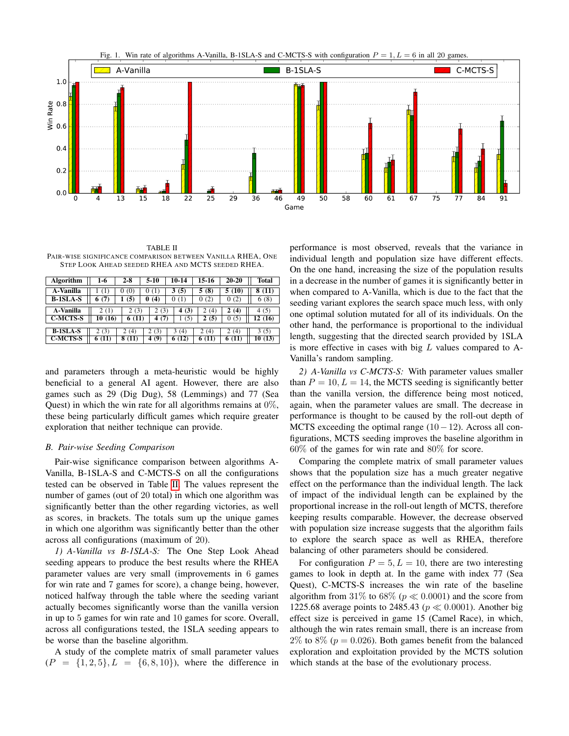Fig. 1. Win rate of algorithms A-Vanilla, B-1SLA-S and C-MCTS-S with configuration $P = 1, L = 6$ in all 20 games.

TABLE II
PAIR-WISE SIGNIFICANCE COMPARISON BETWEEN VANILLA RHEA, ONE STEP LOOK AHEAD SEEDED RHEA AND MCTS SEEDED RHEA.

| Algorithm | 1-6 | 2-8 | 5-10 | 10-14 | 15-16 | 20-20 | Total |
|---|---|---|---|---|---|---|---|
| A-Vanilla | 1 (1) | 0 (0) | 0 (1) | **3 (5)** | **5 (8)** | **5 (10)** | **8 (11)** |
| B-1SLA-S | **6 (7)** | **1 (5)** | **0 (4)** | 0 (1) | 0 (2) | 0 (2) | 6 (8) |
| A-Vanilla | 2 (1) | 2 (3) | 2 (3) | **4 (3)** | 2 (4) | **2 (4)** | 4 (5) |
| C-MCTS-S | **10 (16)** | **6 (11)** | **4 (7)** | 1 (5) | **2 (5)** | 0 (5) | **12 (16)** |
| B-1SLA-S | 2 (3) | 2 (4) | 2 (3) | 3 (4) | 2 (4) | 2 (4) | 3 (5) |
| C-MCTS-S | **6 (11)** | **8 (11)** | **4 (9)** | **6 (12)** | **6 (11)** | **6 (11)** | **10 (13)** |

and parameters through a meta-heuristic would be highly beneficial to a general AI agent. However, there are also games such as 29 (Dig Dug), 58 (Lemmings) and 77 (Sea Quest) in which the win rate for all algorithms remains at 0%, these being particularly difficult games which require greater exploration that neither technique can provide.

### B. Pair-wise Seeding Comparison

Pair-wise significance comparison between algorithms A-Vanilla, B-1SLA-S and C-MCTS-S on all the configurations tested can be observed in Table II. The values represent the number of games (out of 20 total) in which one algorithm was significantly better than the other regarding victories, as well as scores, in brackets. The totals sum up the unique games in which one algorithm was significantly better than the other across all configurations (maximum of 20).

*1) A-Vanilla vs B-1SLA-S:* The One Step Look Ahead seeding appears to produce the best results where the RHEA parameter values are very small (improvements in 6 games for win rate and 7 games for score), a change being, however, noticed halfway through the table where the seeding variant actually becomes significantly worse than the vanilla version in up to 5 games for win rate and 10 games for score. Overall, across all configurations tested, the 1SLA seeding appears to be worse than the baseline algorithm.

A study of the complete matrix of small parameter values ($P = \{1, 2, 5\}, L = \{6, 8, 10\}$), where the difference in performance is most observed, reveals that the variance in individual length and population size have different effects. On the one hand, increasing the size of the population results in a decrease in the number of games it is significantly better in when compared to A-Vanilla, which is due to the fact that the seeding variant explores the search space much less, with only one optimal solution mutated for all of its individuals. On the other hand, the performance is proportional to the individual length, suggesting that the directed search provided by 1SLA is more effective in cases with big $L$ values compared to A-Vanilla's random sampling.

*2) A-Vanilla vs C-MCTS-S:* With parameter values smaller than $P = 10, L = 14$, the MCTS seeding is significantly better than the vanilla version, the difference being most noticed, again, when the parameter values are small. The decrease in performance is thought to be caused by the roll-out depth of MCTS exceeding the optimal range ($10 - 12$). Across all configurations, MCTS seeding improves the baseline algorithm in 60% of the games for win rate and 80% for score.

Comparing the complete matrix of small parameter values shows that the population size has a much greater negative effect on the performance than the individual length. The lack of impact of the individual length can be explained by the proportional increase in the roll-out length of MCTS, therefore keeping results comparable. However, the decrease observed with population size increase suggests that the algorithm fails to explore the search space as well as RHEA, therefore balancing of other parameters should be considered.

For configuration $P = 5, L = 10$, there are two interesting games to look in depth at. In the game with index 77 (Sea Quest), C-MCTS-S increases the win rate of the baseline algorithm from 31% to 68% ($p \ll 0.0001$) and the score from 1225.68 average points to 2485.43 ($p \ll 0.0001$). Another big effect size is perceived in game 15 (Camel Race), in which, although the win rates remain small, there is an increase from 2% to 8% ($p = 0.026$). Both games benefit from the balanced exploration and exploitation provided by the MCTS solution which stands at the base of the evolutionary process.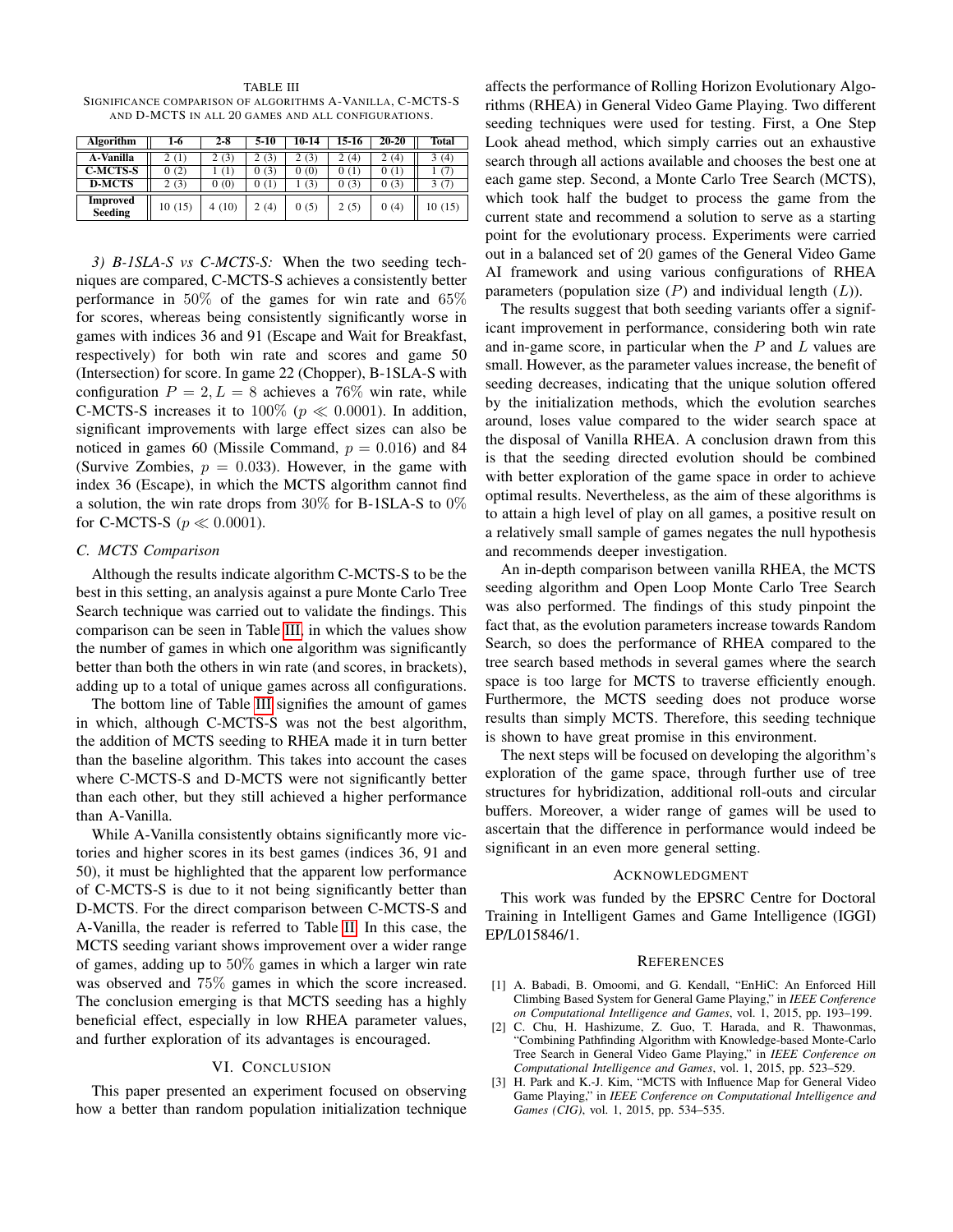TABLE III

SIGNIFICANCE COMPARISON OF ALGORITHMS A-VANILLA, C-MCTS-S AND D-MCTS IN ALL 20 GAMES AND ALL CONFIGURATIONS.

| Algorithm | 1-6 | 2-8 | 5-10 | 10-14 | 15-16 | 20-20 | Total |
|---|---|---|---|---|---|---|---|
| A-Vanilla | 2 (1) | 2 (3) | 2 (3) | 2 (3) | 2 (4) | 2 (4) | 3 (4) |
| C-MCTS-S | 0 (2) | 1 (1) | 0 (3) | 0 (0) | 0 (1) | 0 (1) | 1 (7) |
| D-MCTS | 2 (3) | 0 (0) | 0 (1) | 1 (3) | 0 (3) | 0 (3) | 3 (7) |
| Improved Seeding | 10 (15) | 4 (10) | 2 (4) | 0 (5) | 2 (5) | 0 (4) | 10 (15) |

*3) B-1SLA-S vs C-MCTS-S:* When the two seeding techniques are compared, C-MCTS-S achieves a consistently better performance in $50\%$ of the games for win rate and $65\%$ for scores, whereas being consistently significantly worse in games with indices 36 and 91 (Escape and Wait for Breakfast, respectively) for both win rate and scores and game 50 (Intersection) for score. In game 22 (Chopper), B-1SLA-S with configuration $P = 2, L = 8$ achieves a $76\%$ win rate, while C-MCTS-S increases it to $100\%$ ($p \ll 0.0001$). In addition, significant improvements with large effect sizes can also be noticed in games 60 (Missile Command, $p = 0.016$) and 84 (Survive Zombies, $p = 0.033$). However, in the game with index 36 (Escape), in which the MCTS algorithm cannot find a solution, the win rate drops from $30\%$ for B-1SLA-S to $0\%$ for C-MCTS-S ($p \ll 0.0001$).

### C. MCTS Comparison

Although the results indicate algorithm C-MCTS-S to be the best in this setting, an analysis against a pure Monte Carlo Tree Search technique was carried out to validate the findings. This comparison can be seen in Table III, in which the values show the number of games in which one algorithm was significantly better than both the others in win rate (and scores, in brackets), adding up to a total of unique games across all configurations.

The bottom line of Table III signifies the amount of games in which, although C-MCTS-S was not the best algorithm, the addition of MCTS seeding to RHEA made it in turn better than the baseline algorithm. This takes into account the cases where C-MCTS-S and D-MCTS were not significantly better than each other, but they still achieved a higher performance than A-Vanilla.

While A-Vanilla consistently obtains significantly more victories and higher scores in its best games (indices 36, 91 and 50), it must be highlighted that the apparent low performance of C-MCTS-S is due to it not being significantly better than D-MCTS. For the direct comparison between C-MCTS-S and A-Vanilla, the reader is referred to Table II. In this case, the MCTS seeding variant shows improvement over a wider range of games, adding up to $50\%$ games in which a larger win rate was observed and $75\%$ games in which the score increased. The conclusion emerging is that MCTS seeding has a highly beneficial effect, especially in low RHEA parameter values, and further exploration of its advantages is encouraged.

## VI. CONCLUSION

This paper presented an experiment focused on observing how a better than random population initialization technique affects the performance of Rolling Horizon Evolutionary Algorithms (RHEA) in General Video Game Playing. Two different seeding techniques were used for testing. First, a One Step Look ahead method, which simply carries out an exhaustive search through all actions available and chooses the best one at each game step. Second, a Monte Carlo Tree Search (MCTS), which took half the budget to process the game from the current state and recommend a solution to serve as a starting point for the evolutionary process. Experiments were carried out in a balanced set of 20 games of the General Video Game AI framework and using various configurations of RHEA parameters (population size ($P$) and individual length ($L$)).

The results suggest that both seeding variants offer a significant improvement in performance, considering both win rate and in-game score, in particular when the $P$ and $L$ values are small. However, as the parameter values increase, the benefit of seeding decreases, indicating that the unique solution offered by the initialization methods, which the evolution searches around, loses value compared to the wider search space at the disposal of Vanilla RHEA. A conclusion drawn from this is that the seeding directed evolution should be combined with better exploration of the game space in order to achieve optimal results. Nevertheless, as the aim of these algorithms is to attain a high level of play on all games, a positive result on a relatively small sample of games negates the null hypothesis and recommends deeper investigation.

An in-depth comparison between vanilla RHEA, the MCTS seeding algorithm and Open Loop Monte Carlo Tree Search was also performed. The findings of this study pinpoint the fact that, as the evolution parameters increase towards Random Search, so does the performance of RHEA compared to the tree search based methods in several games where the search space is too large for MCTS to traverse efficiently enough. Furthermore, the MCTS seeding does not produce worse results than simply MCTS. Therefore, this seeding technique is shown to have great promise in this environment.

The next steps will be focused on developing the algorithm's exploration of the game space, through further use of tree structures for hybridization, additional roll-outs and circular buffers. Moreover, a wider range of games will be used to ascertain that the difference in performance would indeed be significant in an even more general setting.

## ACKNOWLEDGMENT

This work was funded by the EPSRC Centre for Doctoral Training in Intelligent Games and Game Intelligence (IGGI) EP/L015846/1.

## REFERENCES

[1] A. Babadi, B. Omoomi, and G. Kendall, "EnHiC: An Enforced Hill Climbing Based System for General Game Playing," in *IEEE Conference on Computational Intelligence and Games*, vol. 1, 2015, pp. 193–199.

[2] C. Chu, H. Hashizume, Z. Guo, T. Harada, and R. Thawonmas, "Combining Pathfinding Algorithm with Knowledge-based Monte-Carlo Tree Search in General Video Game Playing," in *IEEE Conference on Computational Intelligence and Games*, vol. 1, 2015, pp. 523–529.

[3] H. Park and K.-J. Kim, "MCTS with Influence Map for General Video Game Playing," in *IEEE Conference on Computational Intelligence and Games (CIG)*, vol. 1, 2015, pp. 534–535.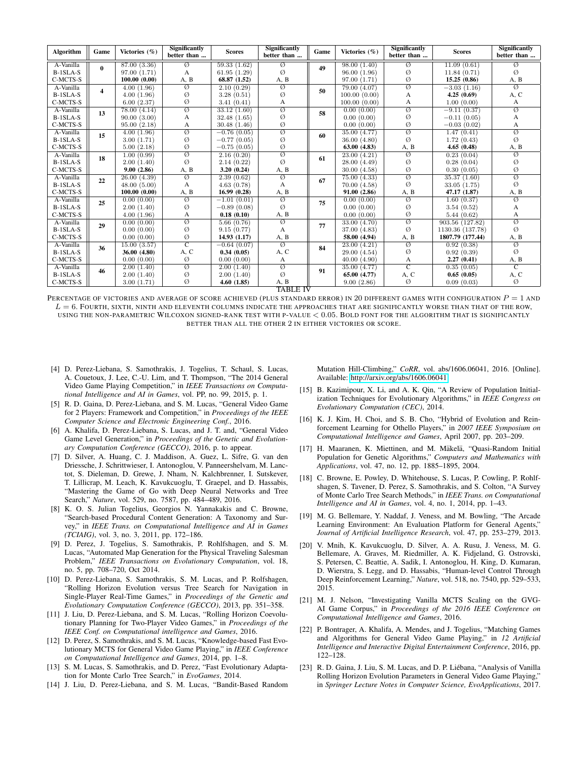| Algorithm | Game | Victories (%) | Significantly better than ... | Scores | Significantly better than ... | Game | Victories (%) | Significantly better than ... | Scores | Significantly better than ... |
|---|---|---|---|---|---|---|---|---|---|---|
| A-Vanilla | 0 | 87.00 (3.36) | ∅ | 59.33 (1.62) | ∅ | 49 | 98.00 (1.40) | ∅ | 11.09 (0.61) | ∅ |
| B-1SLA-S | | 97.00 (1.71) | A | 61.95 (1.29) | ∅ | | 96.00 (1.96) | ∅ | 11.84 (0.71) | ∅ |
| C-MCTS-S | | **100.00 (0.00)** | A, B | **68.87 (1.52)** | A, B | | 97.00 (1.71) | ∅ | **15.25 (0.86)** | A, B |
| A-Vanilla | 4 | 4.00 (1.96) | ∅ | 2.10 (0.29) | ∅ | 50 | 79.00 (4.07) | ∅ | $-3.03$ (1.16) | ∅ |
| B-1SLA-S | | 4.00 (1.96) | ∅ | 3.28 (0.51) | ∅ | | 100.00 (0.00) | A | **4.25 (0.69)** | A, C |
| C-MCTS-S | | 6.00 (2.37) | ∅ | 3.41 (0.41) | A | | 100.00 (0.00) | A | 1.00 (0.00) | A |
| A-Vanilla | 13 | 78.00 (4.14) | ∅ | 33.12 (1.60) | ∅ | 58 | 0.00 (0.00) | ∅ | $-9.11$ (0.37) | ∅ |
| B-1SLA-S | | 90.00 (3.00) | A | 32.48 (1.65) | ∅ | | 0.00 (0.00) | ∅ | $-0.11$ (0.05) | A |
| C-MCTS-S | | 95.00 (2.18) | A | 30.48 (1.46) | ∅ | | 0.00 (0.00) | ∅ | $-0.03$ (0.02) | A |
| A-Vanilla | 15 | 4.00 (1.96) | ∅ | $-0.76$ (0.05) | ∅ | 60 | 35.00 (4.77) | ∅ | 1.47 (0.41) | ∅ |
| B-1SLA-S | | 3.00 (1.71) | ∅ | $-0.77$ (0.05) | ∅ | | 36.00 (4.80) | ∅ | 1.72 (0.43) | ∅ |
| C-MCTS-S | | 5.00 (2.18) | ∅ | $-0.75$ (0.05) | ∅ | | **63.00 (4.83)** | A, B | **4.65 (0.48)** | A, B |
| A-Vanilla | 18 | 1.00 (0.99) | ∅ | 2.16 (0.20) | ∅ | 61 | 23.00 (4.21) | ∅ | 0.23 (0.04) | ∅ |
| B-1SLA-S | | 2.00 (1.40) | ∅ | 2.14 (0.22) | ∅ | | 28.00 (4.49) | ∅ | 0.28 (0.04) | ∅ |
| C-MCTS-S | | **9.00 (2.86)** | A, B | **3.20 (0.24)** | A, B | | 30.00 (4.58) | ∅ | 0.30 (0.05) | ∅ |
| A-Vanilla | 22 | 26.00 (4.39) | ∅ | 2.39 (0.62) | ∅ | 67 | 75.00 (4.33) | ∅ | 35.37 (1.60) | ∅ |
| B-1SLA-S | | 48.00 (5.00) | A | 4.63 (0.78) | A | | 70.00 (4.58) | ∅ | 33.05 (1.75) | ∅ |
| C-MCTS-S | | **100.00 (0.00)** | A, B | **16.99 (0.28)** | A, B | | **91.00 (2.86)** | A, B | **47.17 (1.87)** | A, B |
| A-Vanilla | 25 | 0.00 (0.00) | ∅ | $-1.01$ (0.01) | ∅ | 75 | 0.00 (0.00) | ∅ | 1.60 (0.37) | ∅ |
| B-1SLA-S | | 2.00 (1.40) | ∅ | $-0.89$ (0.08) | ∅ | | 0.00 (0.00) | ∅ | 3.54 (0.52) | A |
| C-MCTS-S | | 4.00 (1.96) | A | **0.18 (0.10)** | A, B | | 0.00 (0.00) | ∅ | 5.44 (0.62) | A |
| A-Vanilla | 29 | 0.00 (0.00) | ∅ | 5.66 (0.76) | ∅ | 77 | 33.00 (4.70) | ∅ | 903.56 (127.82) | ∅ |
| B-1SLA-S | | 0.00 (0.00) | ∅ | 9.15 (0.77) | A | | 37.00 (4.83) | ∅ | 1130.36 (137.78) | ∅ |
| C-MCTS-S | | 0.00 (0.00) | ∅ | **14.93 (1.17)** | A, B | | **58.00 (4.94)** | A, B | **1807.79 (177.44)** | A, B |
| A-Vanilla | 36 | 15.00 (3.57) | C | $-0.64$ (0.07) | ∅ | 84 | 23.00 (4.21) | ∅ | 0.92 (0.38) | ∅ |
| B-1SLA-S | | **36.00 (4.80)** | A, C | **0.34 (0.05)** | A, C | | 29.00 (4.54) | ∅ | 0.92 (0.39) | ∅ |
| C-MCTS-S | | 0.00 (0.00) | ∅ | 0.00 (0.00) | A | | 40.00 (4.90) | A | **2.27 (0.41)** | A, B |
| A-Vanilla | 46 | 2.00 (1.40) | ∅ | 2.00 (1.40) | ∅ | 91 | 35.00 (4.77) | C | 0.35 (0.05) | C |
| B-1SLA-S | | 2.00 (1.40) | ∅ | 2.00 (1.40) | ∅ | | **65.00 (4.77)** | A, C | **0.65 (0.05)** | A, C |
| C-MCTS-S | | 3.00 (1.71) | ∅ | **4.60 (1.85)** | A, B | | 9.00 (2.86) | ∅ | 0.09 (0.03) | ∅ |

TABLE IV

PERCENTAGE OF VICTORIES AND AVERAGE OF SCORE ACHIEVED (PLUS STANDARD ERROR) IN 20 DIFFERENT GAMES WITH CONFIGURATION $P = 1$ AND $L = 6$. FOURTH, SIXTH, NINTH AND ELEVENTH COLUMNS INDICATE THE APPROACHES THAT ARE SIGNIFICANTLY WORSE THAN THAT OF THE ROW, USING THE NON-PARAMETRIC WILCOXON SIGNED-RANK TEST WITH P-VALUE $< 0.05$. BOLD FONT FOR THE ALGORITHM THAT IS SIGNIFICANTLY BETTER THAN ALL THE OTHER 2 IN EITHER VICTORIES OR SCORE.

[4] D. Perez-Liebana, S. Samothrakis, J. Togelius, T. Schaul, S. Lucas, A. Couetoux, J. Lee, C.-U. Lim, and T. Thompson, "The 2014 General Video Game Playing Competition," in *IEEE Transactions on Computational Intelligence and AI in Games*, vol. PP, no. 99, 2015, p. 1.

[5] R. D. Gaina, D. Perez-Liebana, and S. M. Lucas, "General Video Game for 2 Players: Framework and Competition," in *Proceedings of the IEEE Computer Science and Electronic Engineering Conf.*, 2016.

[6] A. Khalifa, D. Perez-Liebana, S. Lucas, and J. T. and, "General Video Game Level Generation," in *Proceedings of the Genetic and Evolutionary Computation Conference (GECCO)*, 2016, p. to appear.

[7] D. Silver, A. Huang, C. J. Maddison, A. Guez, L. Sifre, G. van den Driessche, J. Schrittwieser, I. Antonoglou, V. Panneershelvam, M. Lanctot, S. Dieleman, D. Grewe, J. Nham, N. Kalchbrenner, I. Sutskever, T. Lillicrap, M. Leach, K. Kavukcuoglu, T. Graepel, and D. Hassabis, "Mastering the Game of Go with Deep Neural Networks and Tree Search," *Nature*, vol. 529, no. 7587, pp. 484–489, 2016.

[8] K. O. S. Julian Togelius, Georgios N. Yannakakis and C. Browne, "Search-based Procedural Content Generation: A Taxonomy and Survey," in *IEEE Trans. on Computational Intelligence and AI in Games (TCIAIG)*, vol. 3, no. 3, 2011, pp. 172–186.

[9] D. Perez, J. Togelius, S. Samothrakis, P. Rohlfshagen, and S. M. Lucas, "Automated Map Generation for the Physical Traveling Salesman Problem," *IEEE Transactions on Evolutionary Computation*, vol. 18, no. 5, pp. 708–720, Oct 2014.

[10] D. Perez-Liebana, S. Samothrakis, S. M. Lucas, and P. Rolfshagen, "Rolling Horizon Evolution versus Tree Search for Navigation in Single-Player Real-Time Games," in *Proceedings of the Genetic and Evolutionary Computation Conference (GECCO)*, 2013, pp. 351–358.

[11] J. Liu, D. Perez-Liebana, and S. M. Lucas, "Rolling Horizon Coevolutionary Planning for Two-Player Video Games," in *Proceedings of the IEEE Conf. on Computational intelligence and Games*, 2016.

[12] D. Perez, S. Samothrakis, and S. M. Lucas, "Knowledge-based Fast Evolutionary MCTS for General Video Game Playing," in *IEEE Conference on Computational Intelligence and Games*, 2014, pp. 1–8.

[13] S. M. Lucas, S. Samothrakis, and D. Perez, "Fast Evolutionary Adaptation for Monte Carlo Tree Search," in *EvoGames*, 2014.

[14] J. Liu, D. Perez-Liebana, and S. M. Lucas, "Bandit-Based Random Mutation Hill-Climbing," *CoRR*, vol. abs/1606.06041, 2016. [Online]. Available: http://arxiv.org/abs/1606.06041

[15] B. Kazimipour, X. Li, and A. K. Qin, "A Review of Population Initialization Techniques for Evolutionary Algorithms," in *IEEE Congress on Evolutionary Computation (CEC)*, 2014.

[16] K. J. Kim, H. Choi, and S. B. Cho, "Hybrid of Evolution and Reinforcement Learning for Othello Players," in *2007 IEEE Symposium on Computational Intelligence and Games*, April 2007, pp. 203–209.

[17] H. Maaranen, K. Miettinen, and M. Mäkelä, "Quasi-Random Initial Population for Genetic Algorithms," *Computers and Mathematics with Applications*, vol. 47, no. 12, pp. 1885–1895, 2004.

[18] C. Browne, E. Powley, D. Whitehouse, S. Lucas, P. Cowling, P. Rohlfshagen, S. Tavener, D. Perez, S. Samothrakis, and S. Colton, "A Survey of Monte Carlo Tree Search Methods," in *IEEE Trans. on Computational Intelligence and AI in Games*, vol. 4, no. 1, 2014, pp. 1–43.

[19] M. G. Bellemare, Y. Naddaf, J. Veness, and M. Bowling, "The Arcade Learning Environment: An Evaluation Platform for General Agents," *Journal of Artificial Intelligence Research*, vol. 47, pp. 253–279, 2013.

[20] V. Mnih, K. Kavukcuoglu, D. Silver, A. A. Rusu, J. Veness, M. G. Bellemare, A. Graves, M. Riedmiller, A. K. Fidjeland, G. Ostrovski, S. Petersen, C. Beattie, A. Sadik, I. Antonoglou, H. King, D. Kumaran, D. Wierstra, S. Legg, and D. Hassabis, "Human-level Control Through Deep Reinforcement Learning," *Nature*, vol. 518, no. 7540, pp. 529–533, 2015.

[21] M. J. Nelson, "Investigating Vanilla MCTS Scaling on the GVG-AI Game Corpus," in *Proceedings of the 2016 IEEE Conference on Computational Intelligence and Games*, 2016.

[22] P. Bontrager, A. Khalifa, A. Mendes, and J. Togelius, "Matching Games and Algorithms for General Video Game Playing," in *12 Artificial Intelligence and Interactive Digital Entertainment Conference*, 2016, pp. 122–128.

[23] R. D. Gaina, J. Liu, S. M. Lucas, and D. P. Liébana, "Analysis of Vanilla Rolling Horizon Evolution Parameters in General Video Game Playing," in *Springer Lecture Notes in Computer Science, EvoApplications*, 2017.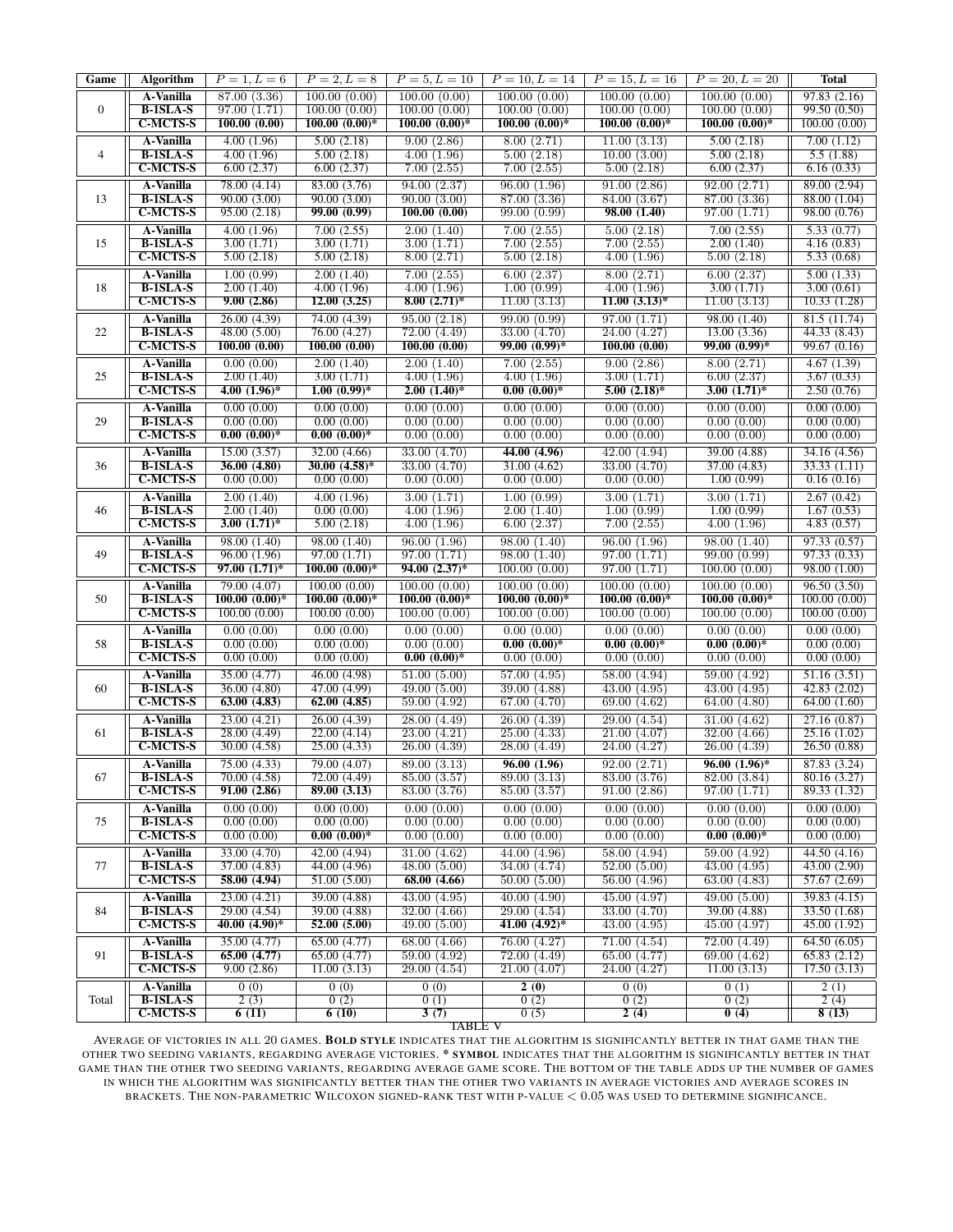| Game | Algorithm | $P=1, L=6$ | $P=2, L=8$ | $P=5, L=10$ | $P=10, L=14$ | $P=15, L=16$ | $P=20, L=20$ | Total |
|---|---|---|---|---|---|---|---|---|
| 0 | A-Vanilla | 87.00 (3.36) | 100.00 (0.00) | 100.00 (0.00) | 100.00 (0.00) | 100.00 (0.00) | 100.00 (0.00) | 97.83 (2.16) |
| | B-1SLA-S | 97.00 (1.71) | 100.00 (0.00) | 100.00 (0.00) | 100.00 (0.00) | 100.00 (0.00) | 100.00 (0.00) | 99.50 (0.50) |
| | C-MCTS-S | **100.00 (0.00)** | **100.00 (0.00)*** | **100.00 (0.00)*** | **100.00 (0.00)*** | **100.00 (0.00)*** | **100.00 (0.00)*** | 100.00 (0.00) |
| 4 | A-Vanilla | 4.00 (1.96) | 5.00 (2.18) | 9.00 (2.86) | 8.00 (2.71) | 11.00 (3.13) | 5.00 (2.18) | 7.00 (1.12) |
| | B-1SLA-S | 4.00 (1.96) | 5.00 (2.18) | 4.00 (1.96) | 5.00 (2.18) | 10.00 (3.00) | 5.00 (2.18) | 5.5 (1.88) |
| | C-MCTS-S | 6.00 (2.37) | 6.00 (2.37) | 7.00 (2.55) | 7.00 (2.55) | 5.00 (2.18) | 6.00 (2.37) | 6.16 (0.33) |
| 13 | A-Vanilla | 78.00 (4.14) | 83.00 (3.76) | 94.00 (2.37) | 96.00 (1.96) | 91.00 (2.86) | 92.00 (2.71) | 89.00 (2.94) |
| | B-1SLA-S | 90.00 (3.00) | 90.00 (3.00) | 90.00 (3.00) | 87.00 (3.36) | 84.00 (3.67) | 87.00 (3.36) | 88.00 (1.04) |
| | C-MCTS-S | 95.00 (2.18) | **99.00 (0.99)** | **100.00 (0.00)** | 99.00 (0.99) | **98.00 (1.40)** | 97.00 (1.71) | 98.00 (0.76) |
| 15 | A-Vanilla | 4.00 (1.96) | 7.00 (2.55) | 2.00 (1.40) | 7.00 (2.55) | 5.00 (2.18) | 7.00 (2.55) | 5.33 (0.77) |
| | B-1SLA-S | 3.00 (1.71) | 3.00 (1.71) | 3.00 (1.71) | 7.00 (2.55) | 7.00 (2.55) | 2.00 (1.40) | 4.16 (0.83) |
| | C-MCTS-S | 5.00 (2.18) | 5.00 (2.18) | 8.00 (2.71) | 5.00 (2.18) | 4.00 (1.96) | 5.00 (2.18) | 5.33 (0.68) |
| 18 | A-Vanilla | 1.00 (0.99) | 2.00 (1.40) | 7.00 (2.55) | 6.00 (2.37) | 8.00 (2.71) | 6.00 (2.37) | 5.00 (1.33) |
| | B-1SLA-S | 2.00 (1.40) | 4.00 (1.96) | 4.00 (1.96) | 1.00 (0.99) | 4.00 (1.96) | 3.00 (1.71) | 3.00 (0.61) |
| | C-MCTS-S | **9.00 (2.86)** | **12.00 (3.25)** | **8.00 (2.71)*** | 11.00 (3.13) | **11.00 (3.13)*** | 11.00 (3.13) | 10.33 (1.28) |
| 22 | A-Vanilla | 26.00 (4.39) | 74.00 (4.39) | 95.00 (2.18) | 99.00 (0.99) | 97.00 (1.71) | 98.00 (1.40) | 81.5 (11.74) |
| | B-1SLA-S | 48.00 (5.00) | 76.00 (4.27) | 72.00 (4.49) | 33.00 (4.70) | 24.00 (4.27) | 13.00 (3.36) | 44.33 (8.43) |
| | C-MCTS-S | **100.00 (0.00)** | **100.00 (0.00)** | **100.00 (0.00)** | **99.00 (0.99)*** | **100.00 (0.00)** | **99.00 (0.99)*** | 99.67 (0.16) |
| 25 | A-Vanilla | 0.00 (0.00) | 2.00 (1.40) | 2.00 (1.40) | 7.00 (2.55) | 9.00 (2.86) | 8.00 (2.71) | 4.67 (1.39) |
| | B-1SLA-S | 2.00 (1.40) | 3.00 (1.71) | 4.00 (1.96) | 4.00 (1.96) | 3.00 (1.71) | 6.00 (2.37) | 3.67 (0.33) |
| | C-MCTS-S | **4.00 (1.96)*** | **1.00 (0.99)*** | **2.00 (1.40)*** | **0.00 (0.00)*** | **5.00 (2.18)*** | **3.00 (1.71)*** | 2.50 (0.76) |
| 29 | A-Vanilla | 0.00 (0.00) | 0.00 (0.00) | 0.00 (0.00) | 0.00 (0.00) | 0.00 (0.00) | 0.00 (0.00) | 0.00 (0.00) |
| | B-1SLA-S | 0.00 (0.00) | 0.00 (0.00) | 0.00 (0.00) | 0.00 (0.00) | 0.00 (0.00) | 0.00 (0.00) | 0.00 (0.00) |
| | C-MCTS-S | **0.00 (0.00)*** | **0.00 (0.00)*** | 0.00 (0.00) | 0.00 (0.00) | 0.00 (0.00) | 0.00 (0.00) | 0.00 (0.00) |
| 36 | A-Vanilla | 15.00 (3.57) | 32.00 (4.66) | 33.00 (4.70) | **44.00 (4.96)** | 42.00 (4.94) | 39.00 (4.88) | 34.16 (4.56) |
| | B-1SLA-S | **36.00 (4.80)** | **30.00 (4.58)*** | 33.00 (4.70) | 31.00 (4.62) | 33.00 (4.70) | 37.00 (4.83) | 33.33 (1.11) |
| | C-MCTS-S | 0.00 (0.00) | 0.00 (0.00) | 0.00 (0.00) | 0.00 (0.00) | 0.00 (0.00) | 1.00 (0.99) | 0.16 (0.16) |
| 46 | A-Vanilla | 2.00 (1.40) | 4.00 (1.96) | 3.00 (1.71) | 1.00 (0.99) | 3.00 (1.71) | 3.00 (1.71) | 2.67 (0.42) |
| | B-1SLA-S | 2.00 (1.40) | 0.00 (0.00) | 4.00 (1.96) | 2.00 (1.40) | 1.00 (0.99) | 1.00 (0.99) | 1.67 (0.53) |
| | C-MCTS-S | **3.00 (1.71)*** | 5.00 (2.18) | 4.00 (1.96) | 6.00 (2.37) | 7.00 (2.55) | 4.00 (1.96) | 4.83 (0.57) |
| 49 | A-Vanilla | 98.00 (1.40) | 98.00 (1.40) | 96.00 (1.96) | 98.00 (1.40) | 96.00 (1.96) | 98.00 (1.40) | 97.33 (0.57) |
| | B-1SLA-S | 96.00 (1.96) | 97.00 (1.71) | 97.00 (1.71) | 98.00 (1.40) | 97.00 (1.71) | 99.00 (0.99) | 97.33 (0.33) |
| | C-MCTS-S | **97.00 (1.71)*** | **100.00 (0.00)*** | **94.00 (2.37)*** | 100.00 (0.00) | 97.00 (1.71) | 100.00 (0.00) | 98.00 (1.00) |
| 50 | A-Vanilla | 79.00 (4.07) | 100.00 (0.00) | 100.00 (0.00) | 100.00 (0.00) | 100.00 (0.00) | 100.00 (0.00) | 96.50 (3.50) |
| | B-1SLA-S | **100.00 (0.00)*** | **100.00 (0.00)*** | **100.00 (0.00)*** | **100.00 (0.00)*** | **100.00 (0.00)*** | **100.00 (0.00)*** | 100.00 (0.00) |
| | C-MCTS-S | 100.00 (0.00) | 100.00 (0.00) | 100.00 (0.00) | 100.00 (0.00) | 100.00 (0.00) | 100.00 (0.00) | 100.00 (0.00) |
| 58 | A-Vanilla | 0.00 (0.00) | 0.00 (0.00) | 0.00 (0.00) | 0.00 (0.00) | 0.00 (0.00) | 0.00 (0.00) | 0.00 (0.00) |
| | B-1SLA-S | 0.00 (0.00) | 0.00 (0.00) | 0.00 (0.00) | **0.00 (0.00)*** | **0.00 (0.00)*** | **0.00 (0.00)*** | 0.00 (0.00) |
| | C-MCTS-S | 0.00 (0.00) | 0.00 (0.00) | **0.00 (0.00)*** | 0.00 (0.00) | 0.00 (0.00) | 0.00 (0.00) | 0.00 (0.00) |
| 60 | A-Vanilla | 35.00 (4.77) | 46.00 (4.98) | 51.00 (5.00) | 57.00 (4.95) | 58.00 (4.94) | 59.00 (4.92) | 51.16 (3.51) |
| | B-1SLA-S | 36.00 (4.80) | 47.00 (4.99) | 49.00 (5.00) | 39.00 (4.88) | 43.00 (4.95) | 43.00 (4.95) | 42.83 (2.02) |
| | C-MCTS-S | **63.00 (4.83)** | **62.00 (4.85)** | 59.00 (4.92) | 67.00 (4.70) | 69.00 (4.62) | 64.00 (4.80) | 64.00 (1.60) |
| 61 | A-Vanilla | 23.00 (4.21) | 26.00 (4.39) | 28.00 (4.49) | 26.00 (4.39) | 29.00 (4.54) | 31.00 (4.62) | 27.16 (0.87) |
| | B-1SLA-S | 28.00 (4.49) | 22.00 (4.14) | 23.00 (4.21) | 25.00 (4.33) | 21.00 (4.07) | 32.00 (4.66) | 25.16 (1.02) |
| | C-MCTS-S | 30.00 (4.58) | 25.00 (4.33) | 26.00 (4.39) | 28.00 (4.49) | 24.00 (4.27) | 26.00 (4.39) | 26.50 (0.88) |
| 67 | A-Vanilla | 75.00 (4.33) | 79.00 (4.07) | 89.00 (3.13) | **96.00 (1.96)** | 92.00 (2.71) | **96.00 (1.96)*** | 87.83 (3.24) |
| | B-1SLA-S | 70.00 (4.58) | 72.00 (4.49) | 85.00 (3.57) | 89.00 (3.13) | 83.00 (3.76) | 82.00 (3.84) | 80.16 (3.27) |
| | C-MCTS-S | **91.00 (2.86)** | **89.00 (3.13)** | 83.00 (3.76) | 85.00 (3.57) | 91.00 (2.86) | 97.00 (1.71) | 89.33 (1.32) |
| 75 | A-Vanilla | 0.00 (0.00) | 0.00 (0.00) | 0.00 (0.00) | 0.00 (0.00) | 0.00 (0.00) | 0.00 (0.00) | 0.00 (0.00) |
| | B-1SLA-S | 0.00 (0.00) | 0.00 (0.00) | 0.00 (0.00) | 0.00 (0.00) | 0.00 (0.00) | 0.00 (0.00) | 0.00 (0.00) |
| | C-MCTS-S | 0.00 (0.00) | **0.00 (0.00)*** | 0.00 (0.00) | 0.00 (0.00) | 0.00 (0.00) | **0.00 (0.00)*** | 0.00 (0.00) |
| 77 | A-Vanilla | 33.00 (4.70) | 42.00 (4.94) | 31.00 (4.62) | 44.00 (4.96) | 58.00 (4.94) | 59.00 (4.92) | 44.50 (4.16) |
| | B-1SLA-S | 37.00 (4.83) | 44.00 (4.96) | 48.00 (5.00) | 34.00 (4.74) | 52.00 (5.00) | 43.00 (4.95) | 43.00 (2.90) |
| | C-MCTS-S | **58.00 (4.94)** | 51.00 (5.00) | **68.00 (4.66)** | 50.00 (5.00) | 56.00 (4.96) | 63.00 (4.83) | 57.67 (2.69) |
| 84 | A-Vanilla | 23.00 (4.21) | 39.00 (4.88) | 43.00 (4.95) | 40.00 (4.90) | 45.00 (4.97) | 49.00 (5.00) | 39.83 (4.15) |
| | B-1SLA-S | 29.00 (4.54) | 39.00 (4.88) | 32.00 (4.66) | 29.00 (4.54) | 33.00 (4.70) | 39.00 (4.88) | 33.50 (1.68) |
| | C-MCTS-S | **40.00 (4.90)*** | **52.00 (5.00)** | 49.00 (5.00) | **41.00 (4.92)*** | 43.00 (4.95) | 45.00 (4.97) | 45.00 (1.92) |
| 91 | A-Vanilla | 35.00 (4.77) | 65.00 (4.77) | 68.00 (4.66) | 76.00 (4.27) | 71.00 (4.54) | 72.00 (4.49) | 64.50 (6.05) |
| | B-1SLA-S | **65.00 (4.77)** | 65.00 (4.77) | 59.00 (4.92) | 72.00 (4.49) | 65.00 (4.77) | 69.00 (4.62) | 65.83 (2.12) |
| | C-MCTS-S | 9.00 (2.86) | 11.00 (3.13) | 29.00 (4.54) | 21.00 (4.07) | 24.00 (4.27) | 11.00 (3.13) | 17.50 (3.13) |
| Total | A-Vanilla | 0 (0) | 0 (0) | 0 (0) | **2 (0)** | 0 (0) | 0 (1) | 2 (1) |
| | B-1SLA-S | 2 (3) | 0 (2) | 0 (1) | 0 (2) | 0 (2) | 0 (2) | 2 (4) |
| | C-MCTS-S | **6 (11)** | **6 (10)** | **3 (7)** | 0 (5) | **2 (4)** | **0 (4)** | **8 (13)** |

TABLE V

AVERAGE OF VICTORIES IN ALL 20 GAMES. **BOLD STYLE** INDICATES THAT THE ALGORITHM IS SIGNIFICANTLY BETTER IN THAT GAME THAN THE OTHER TWO SEEDING VARIANTS, REGARDING AVERAGE VICTORIES. *** SYMBOL** INDICATES THAT THE ALGORITHM IS SIGNIFICANTLY BETTER IN THAT GAME THAN THE OTHER TWO SEEDING VARIANTS, REGARDING AVERAGE GAME SCORE. THE BOTTOM OF THE TABLE ADDS UP THE NUMBER OF GAMES IN WHICH THE ALGORITHM WAS SIGNIFICANTLY BETTER THAN THE OTHER TWO VARIANTS IN AVERAGE VICTORIES AND AVERAGE SCORES IN BRACKETS. THE NON-PARAMETRIC WILCOXON SIGNED-RANK TEST WITH P-VALUE $< 0.05$ WAS USED TO DETERMINE SIGNIFICANCE.